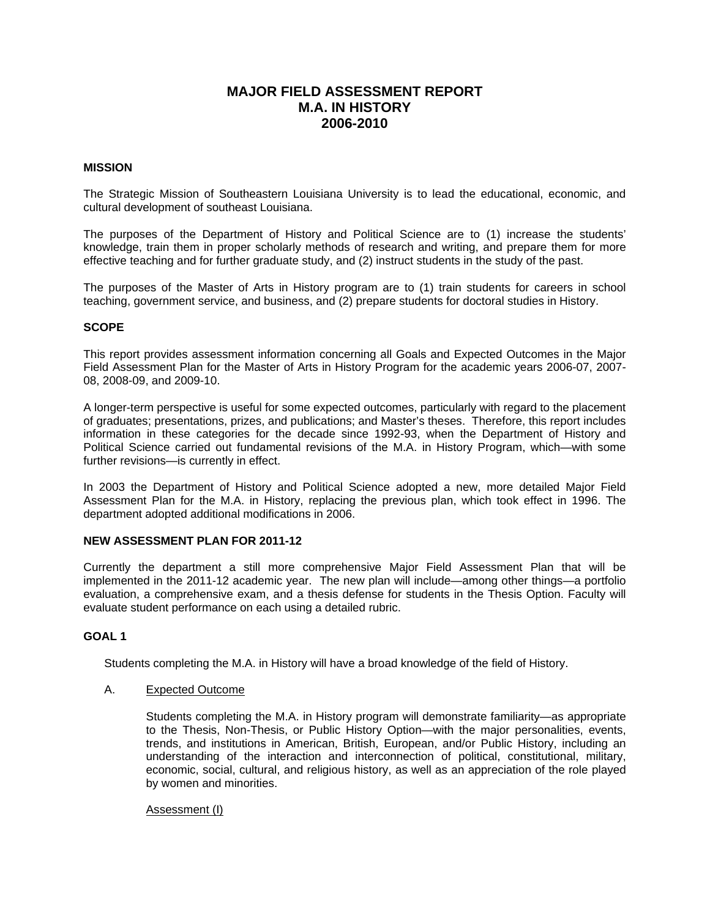# MAJOR FIELD ASSESSMENT REPORT
# M.A. IN HISTORY
# 2006-2010

## MISSION

The Strategic Mission of Southeastern Louisiana University is to lead the educational, economic, and cultural development of southeast Louisiana.

The purposes of the Department of History and Political Science are to (1) increase the students' knowledge, train them in proper scholarly methods of research and writing, and prepare them for more effective teaching and for further graduate study, and (2) instruct students in the study of the past.

The purposes of the Master of Arts in History program are to (1) train students for careers in school teaching, government service, and business, and (2) prepare students for doctoral studies in History.

## SCOPE

This report provides assessment information concerning all Goals and Expected Outcomes in the Major Field Assessment Plan for the Master of Arts in History Program for the academic years 2006-07, 2007-08, 2008-09, and 2009-10.

A longer-term perspective is useful for some expected outcomes, particularly with regard to the placement of graduates; presentations, prizes, and publications; and Master's theses. Therefore, this report includes information in these categories for the decade since 1992-93, when the Department of History and Political Science carried out fundamental revisions of the M.A. in History Program, which—with some further revisions—is currently in effect.

In 2003 the Department of History and Political Science adopted a new, more detailed Major Field Assessment Plan for the M.A. in History, replacing the previous plan, which took effect in 1996. The department adopted additional modifications in 2006.

## NEW ASSESSMENT PLAN FOR 2011-12

Currently the department a still more comprehensive Major Field Assessment Plan that will be implemented in the 2011-12 academic year. The new plan will include—among other things—a portfolio evaluation, a comprehensive exam, and a thesis defense for students in the Thesis Option. Faculty will evaluate student performance on each using a detailed rubric.

## GOAL 1

Students completing the M.A. in History will have a broad knowledge of the field of History.

A. Expected Outcome

Students completing the M.A. in History program will demonstrate familiarity—as appropriate to the Thesis, Non-Thesis, or Public History Option—with the major personalities, events, trends, and institutions in American, British, European, and/or Public History, including an understanding of the interaction and interconnection of political, constitutional, military, economic, social, cultural, and religious history, as well as an appreciation of the role played by women and minorities.

Assessment (I)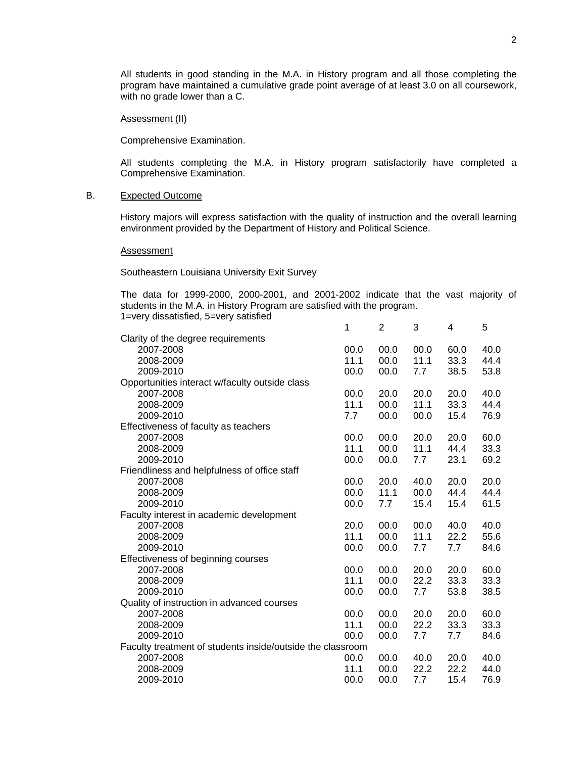All students in good standing in the M.A. in History program and all those completing the program have maintained a cumulative grade point average of at least 3.0 on all coursework, with no grade lower than a C.

Assessment (II)

Comprehensive Examination.

All students completing the M.A. in History program satisfactorily have completed a Comprehensive Examination.

B. Expected Outcome

History majors will express satisfaction with the quality of instruction and the overall learning environment provided by the Department of History and Political Science.

Assessment

Southeastern Louisiana University Exit Survey

The data for 1999-2000, 2000-2001, and 2001-2002 indicate that the vast majority of students in the M.A. in History Program are satisfied with the program.
1=very dissatisfied, 5=very satisfied

| | 1 | 2 | 3 | 4 | 5 |
|---|---|---|---|---|---|
| Clarity of the degree requirements | | | | | |
| 2007-2008 | 00.0 | 00.0 | 00.0 | 60.0 | 40.0 |
| 2008-2009 | 11.1 | 00.0 | 11.1 | 33.3 | 44.4 |
| 2009-2010 | 00.0 | 00.0 | 7.7 | 38.5 | 53.8 |
| Opportunities interact w/faculty outside class | | | | | |
| 2007-2008 | 00.0 | 20.0 | 20.0 | 20.0 | 40.0 |
| 2008-2009 | 11.1 | 00.0 | 11.1 | 33.3 | 44.4 |
| 2009-2010 | 7.7 | 00.0 | 00.0 | 15.4 | 76.9 |
| Effectiveness of faculty as teachers | | | | | |
| 2007-2008 | 00.0 | 00.0 | 20.0 | 20.0 | 60.0 |
| 2008-2009 | 11.1 | 00.0 | 11.1 | 44.4 | 33.3 |
| 2009-2010 | 00.0 | 00.0 | 7.7 | 23.1 | 69.2 |
| Friendliness and helpfulness of office staff | | | | | |
| 2007-2008 | 00.0 | 20.0 | 40.0 | 20.0 | 20.0 |
| 2008-2009 | 00.0 | 11.1 | 00.0 | 44.4 | 44.4 |
| 2009-2010 | 00.0 | 7.7 | 15.4 | 15.4 | 61.5 |
| Faculty interest in academic development | | | | | |
| 2007-2008 | 20.0 | 00.0 | 00.0 | 40.0 | 40.0 |
| 2008-2009 | 11.1 | 00.0 | 11.1 | 22.2 | 55.6 |
| 2009-2010 | 00.0 | 00.0 | 7.7 | 7.7 | 84.6 |
| Effectiveness of beginning courses | | | | | |
| 2007-2008 | 00.0 | 00.0 | 20.0 | 20.0 | 60.0 |
| 2008-2009 | 11.1 | 00.0 | 22.2 | 33.3 | 33.3 |
| 2009-2010 | 00.0 | 00.0 | 7.7 | 53.8 | 38.5 |
| Quality of instruction in advanced courses | | | | | |
| 2007-2008 | 00.0 | 00.0 | 20.0 | 20.0 | 60.0 |
| 2008-2009 | 11.1 | 00.0 | 22.2 | 33.3 | 33.3 |
| 2009-2010 | 00.0 | 00.0 | 7.7 | 7.7 | 84.6 |
| Faculty treatment of students inside/outside the classroom | | | | | |
| 2007-2008 | 00.0 | 00.0 | 40.0 | 20.0 | 40.0 |
| 2008-2009 | 11.1 | 00.0 | 22.2 | 22.2 | 44.0 |
| 2009-2010 | 00.0 | 00.0 | 7.7 | 15.4 | 76.9 |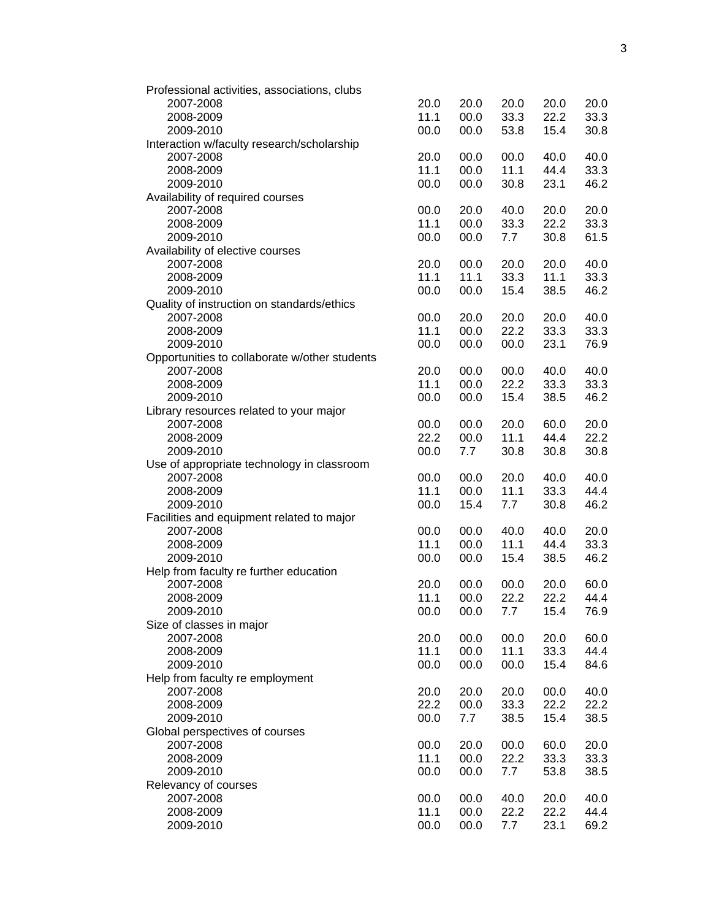| | | | | | |
|---|---|---|---|---|---|
| Professional activities, associations, clubs | | | | | |
| 2007-2008 | 20.0 | 20.0 | 20.0 | 20.0 | 20.0 |
| 2008-2009 | 11.1 | 00.0 | 33.3 | 22.2 | 33.3 |
| 2009-2010 | 00.0 | 00.0 | 53.8 | 15.4 | 30.8 |
| Interaction w/faculty research/scholarship | | | | | |
| 2007-2008 | 20.0 | 00.0 | 00.0 | 40.0 | 40.0 |
| 2008-2009 | 11.1 | 00.0 | 11.1 | 44.4 | 33.3 |
| 2009-2010 | 00.0 | 00.0 | 30.8 | 23.1 | 46.2 |
| Availability of required courses | | | | | |
| 2007-2008 | 00.0 | 20.0 | 40.0 | 20.0 | 20.0 |
| 2008-2009 | 11.1 | 00.0 | 33.3 | 22.2 | 33.3 |
| 2009-2010 | 00.0 | 00.0 | 7.7 | 30.8 | 61.5 |
| Availability of elective courses | | | | | |
| 2007-2008 | 20.0 | 00.0 | 20.0 | 20.0 | 40.0 |
| 2008-2009 | 11.1 | 11.1 | 33.3 | 11.1 | 33.3 |
| 2009-2010 | 00.0 | 00.0 | 15.4 | 38.5 | 46.2 |
| Quality of instruction on standards/ethics | | | | | |
| 2007-2008 | 00.0 | 20.0 | 20.0 | 20.0 | 40.0 |
| 2008-2009 | 11.1 | 00.0 | 22.2 | 33.3 | 33.3 |
| 2009-2010 | 00.0 | 00.0 | 00.0 | 23.1 | 76.9 |
| Opportunities to collaborate w/other students | | | | | |
| 2007-2008 | 20.0 | 00.0 | 00.0 | 40.0 | 40.0 |
| 2008-2009 | 11.1 | 00.0 | 22.2 | 33.3 | 33.3 |
| 2009-2010 | 00.0 | 00.0 | 15.4 | 38.5 | 46.2 |
| Library resources related to your major | | | | | |
| 2007-2008 | 00.0 | 00.0 | 20.0 | 60.0 | 20.0 |
| 2008-2009 | 22.2 | 00.0 | 11.1 | 44.4 | 22.2 |
| 2009-2010 | 00.0 | 7.7 | 30.8 | 30.8 | 30.8 |
| Use of appropriate technology in classroom | | | | | |
| 2007-2008 | 00.0 | 00.0 | 20.0 | 40.0 | 40.0 |
| 2008-2009 | 11.1 | 00.0 | 11.1 | 33.3 | 44.4 |
| 2009-2010 | 00.0 | 15.4 | 7.7 | 30.8 | 46.2 |
| Facilities and equipment related to major | | | | | |
| 2007-2008 | 00.0 | 00.0 | 40.0 | 40.0 | 20.0 |
| 2008-2009 | 11.1 | 00.0 | 11.1 | 44.4 | 33.3 |
| 2009-2010 | 00.0 | 00.0 | 15.4 | 38.5 | 46.2 |
| Help from faculty re further education | | | | | |
| 2007-2008 | 20.0 | 00.0 | 00.0 | 20.0 | 60.0 |
| 2008-2009 | 11.1 | 00.0 | 22.2 | 22.2 | 44.4 |
| 2009-2010 | 00.0 | 00.0 | 7.7 | 15.4 | 76.9 |
| Size of classes in major | | | | | |
| 2007-2008 | 20.0 | 00.0 | 00.0 | 20.0 | 60.0 |
| 2008-2009 | 11.1 | 00.0 | 11.1 | 33.3 | 44.4 |
| 2009-2010 | 00.0 | 00.0 | 00.0 | 15.4 | 84.6 |
| Help from faculty re employment | | | | | |
| 2007-2008 | 20.0 | 20.0 | 20.0 | 00.0 | 40.0 |
| 2008-2009 | 22.2 | 00.0 | 33.3 | 22.2 | 22.2 |
| 2009-2010 | 00.0 | 7.7 | 38.5 | 15.4 | 38.5 |
| Global perspectives of courses | | | | | |
| 2007-2008 | 00.0 | 20.0 | 00.0 | 60.0 | 20.0 |
| 2008-2009 | 11.1 | 00.0 | 22.2 | 33.3 | 33.3 |
| 2009-2010 | 00.0 | 00.0 | 7.7 | 53.8 | 38.5 |
| Relevancy of courses | | | | | |
| 2007-2008 | 00.0 | 00.0 | 40.0 | 20.0 | 40.0 |
| 2008-2009 | 11.1 | 00.0 | 22.2 | 22.2 | 44.4 |
| 2009-2010 | 00.0 | 00.0 | 7.7 | 23.1 | 69.2 |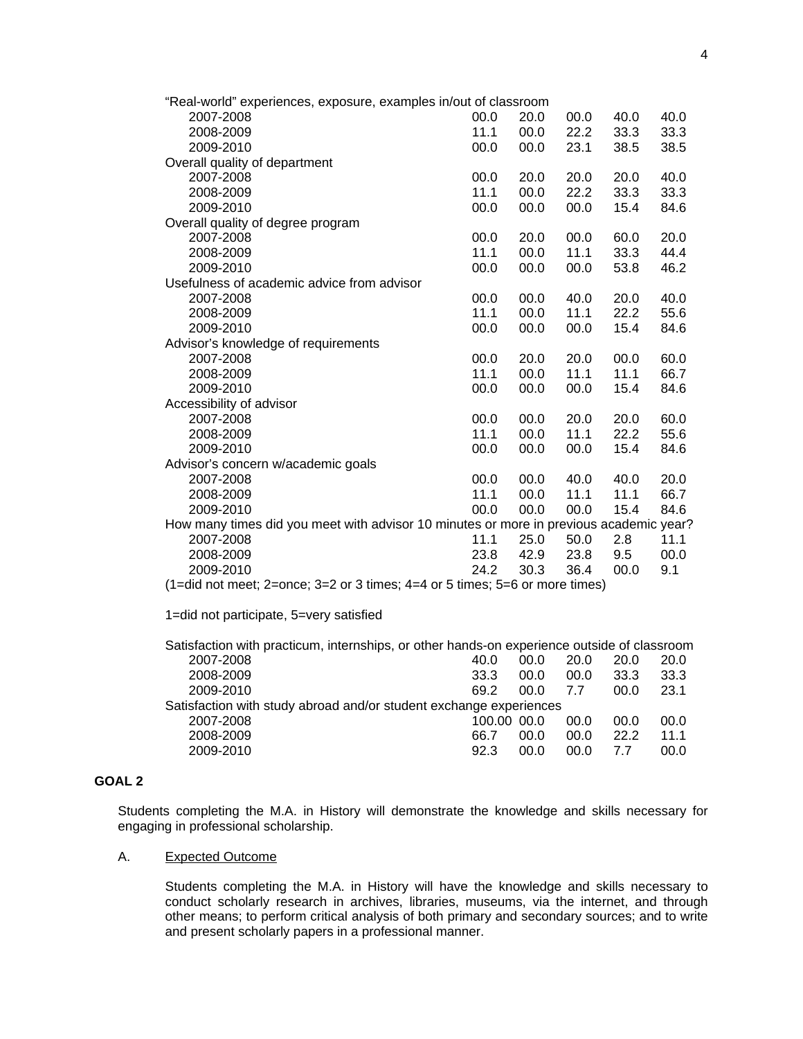| | 1 | 2 | 3 | 4 | 5 |
|---|---|---|---|---|---|
| “Real-world” experiences, exposure, examples in/out of classroom | | | | | |
| 2007-2008 | 00.0 | 20.0 | 00.0 | 40.0 | 40.0 |
| 2008-2009 | 11.1 | 00.0 | 22.2 | 33.3 | 33.3 |
| 2009-2010 | 00.0 | 00.0 | 23.1 | 38.5 | 38.5 |
| Overall quality of department | | | | | |
| 2007-2008 | 00.0 | 20.0 | 20.0 | 20.0 | 40.0 |
| 2008-2009 | 11.1 | 00.0 | 22.2 | 33.3 | 33.3 |
| 2009-2010 | 00.0 | 00.0 | 00.0 | 15.4 | 84.6 |
| Overall quality of degree program | | | | | |
| 2007-2008 | 00.0 | 20.0 | 00.0 | 60.0 | 20.0 |
| 2008-2009 | 11.1 | 00.0 | 11.1 | 33.3 | 44.4 |
| 2009-2010 | 00.0 | 00.0 | 00.0 | 53.8 | 46.2 |
| Usefulness of academic advice from advisor | | | | | |
| 2007-2008 | 00.0 | 00.0 | 40.0 | 20.0 | 40.0 |
| 2008-2009 | 11.1 | 00.0 | 11.1 | 22.2 | 55.6 |
| 2009-2010 | 00.0 | 00.0 | 00.0 | 15.4 | 84.6 |
| Advisor’s knowledge of requirements | | | | | |
| 2007-2008 | 00.0 | 20.0 | 20.0 | 00.0 | 60.0 |
| 2008-2009 | 11.1 | 00.0 | 11.1 | 11.1 | 66.7 |
| 2009-2010 | 00.0 | 00.0 | 00.0 | 15.4 | 84.6 |
| Accessibility of advisor | | | | | |
| 2007-2008 | 00.0 | 00.0 | 20.0 | 20.0 | 60.0 |
| 2008-2009 | 11.1 | 00.0 | 11.1 | 22.2 | 55.6 |
| 2009-2010 | 00.0 | 00.0 | 00.0 | 15.4 | 84.6 |
| Advisor’s concern w/academic goals | | | | | |
| 2007-2008 | 00.0 | 00.0 | 40.0 | 40.0 | 20.0 |
| 2008-2009 | 11.1 | 00.0 | 11.1 | 11.1 | 66.7 |
| 2009-2010 | 00.0 | 00.0 | 00.0 | 15.4 | 84.6 |
| How many times did you meet with advisor 10 minutes or more in previous academic year? | | | | | |
| 2007-2008 | 11.1 | 25.0 | 50.0 | 2.8 | 11.1 |
| 2008-2009 | 23.8 | 42.9 | 23.8 | 9.5 | 00.0 |
| 2009-2010 | 24.2 | 30.3 | 36.4 | 00.0 | 9.1 |

(1=did not meet; 2=once; 3=2 or 3 times; 4=4 or 5 times; 5=6 or more times)

1=did not participate, 5=very satisfied

| | 1 | 2 | 3 | 4 | 5 |
|---|---|---|---|---|---|
| Satisfaction with practicum, internships, or other hands-on experience outside of classroom | | | | | |
| 2007-2008 | 40.0 | 00.0 | 20.0 | 20.0 | 20.0 |
| 2008-2009 | 33.3 | 00.0 | 00.0 | 33.3 | 33.3 |
| 2009-2010 | 69.2 | 00.0 | 7.7 | 00.0 | 23.1 |
| Satisfaction with study abroad and/or student exchange experiences | | | | | |
| 2007-2008 | 100.00 | 00.0 | 00.0 | 00.0 | 00.0 |
| 2008-2009 | 66.7 | 00.0 | 00.0 | 22.2 | 11.1 |
| 2009-2010 | 92.3 | 00.0 | 00.0 | 7.7 | 00.0 |

## GOAL 2

Students completing the M.A. in History will demonstrate the knowledge and skills necessary for engaging in professional scholarship.

A. Expected Outcome

Students completing the M.A. in History will have the knowledge and skills necessary to conduct scholarly research in archives, libraries, museums, via the internet, and through other means; to perform critical analysis of both primary and secondary sources; and to write and present scholarly papers in a professional manner.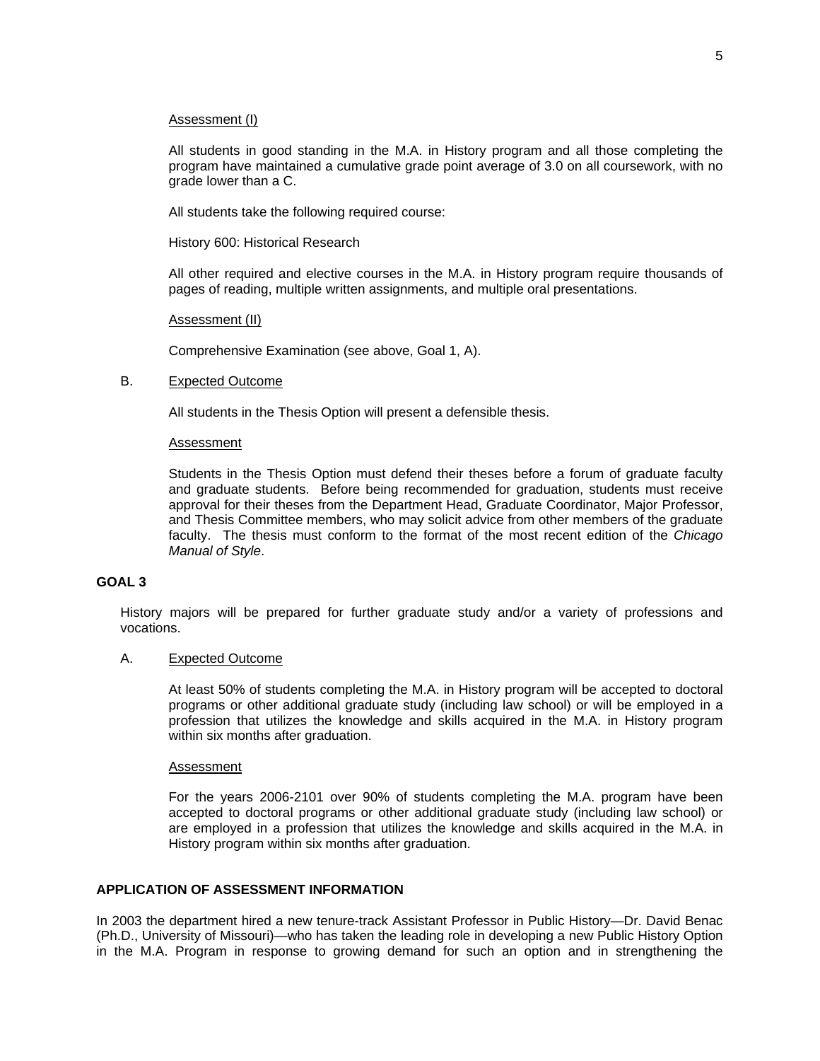Assessment (I)

All students in good standing in the M.A. in History program and all those completing the program have maintained a cumulative grade point average of 3.0 on all coursework, with no grade lower than a C.

All students take the following required course:

History 600: Historical Research

All other required and elective courses in the M.A. in History program require thousands of pages of reading, multiple written assignments, and multiple oral presentations.

Assessment (II)

Comprehensive Examination (see above, Goal 1, A).

B. Expected Outcome

All students in the Thesis Option will present a defensible thesis.

Assessment

Students in the Thesis Option must defend their theses before a forum of graduate faculty and graduate students. Before being recommended for graduation, students must receive approval for their theses from the Department Head, Graduate Coordinator, Major Professor, and Thesis Committee members, who may solicit advice from other members of the graduate faculty. The thesis must conform to the format of the most recent edition of the *Chicago Manual of Style*.

**GOAL 3**

History majors will be prepared for further graduate study and/or a variety of professions and vocations.

A. Expected Outcome

At least 50% of students completing the M.A. in History program will be accepted to doctoral programs or other additional graduate study (including law school) or will be employed in a profession that utilizes the knowledge and skills acquired in the M.A. in History program within six months after graduation.

Assessment

For the years 2006-2101 over 90% of students completing the M.A. program have been accepted to doctoral programs or other additional graduate study (including law school) or are employed in a profession that utilizes the knowledge and skills acquired in the M.A. in History program within six months after graduation.

**APPLICATION OF ASSESSMENT INFORMATION**

In 2003 the department hired a new tenure-track Assistant Professor in Public History—Dr. David Benac (Ph.D., University of Missouri)—who has taken the leading role in developing a new Public History Option in the M.A. Program in response to growing demand for such an option and in strengthening the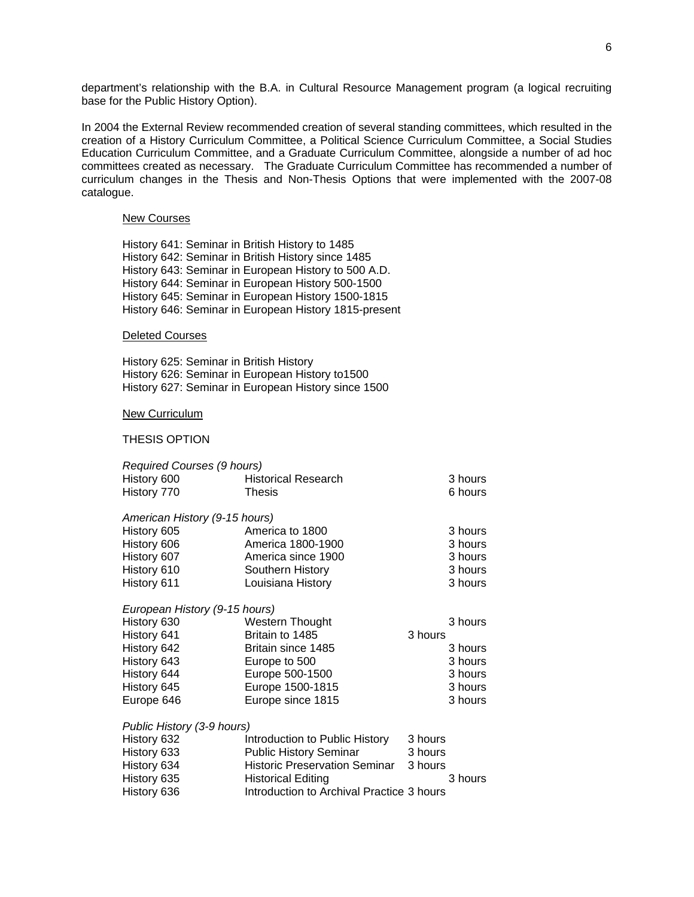department's relationship with the B.A. in Cultural Resource Management program (a logical recruiting base for the Public History Option).

In 2004 the External Review recommended creation of several standing committees, which resulted in the creation of a History Curriculum Committee, a Political Science Curriculum Committee, a Social Studies Education Curriculum Committee, and a Graduate Curriculum Committee, alongside a number of ad hoc committees created as necessary. The Graduate Curriculum Committee has recommended a number of curriculum changes in the Thesis and Non-Thesis Options that were implemented with the 2007-08 catalogue.

New Courses

History 641: Seminar in British History to 1485
History 642: Seminar in British History since 1485
History 643: Seminar in European History to 500 A.D.
History 644: Seminar in European History 500-1500
History 645: Seminar in European History 1500-1815
History 646: Seminar in European History 1815-present

Deleted Courses

History 625: Seminar in British History
History 626: Seminar in European History to1500
History 627: Seminar in European History since 1500

New Curriculum

THESIS OPTION

*Required Courses (9 hours)*

| | | |
|---|---|---|
| History 600 | Historical Research | 3 hours |
| History 770 | Thesis | 6 hours |

*American History (9-15 hours)*

| | | |
|---|---|---|
| History 605 | America to 1800 | 3 hours |
| History 606 | America 1800-1900 | 3 hours |
| History 607 | America since 1900 | 3 hours |
| History 610 | Southern History | 3 hours |
| History 611 | Louisiana History | 3 hours |

*European History (9-15 hours)*

| | | |
|---|---|---|
| History 630 | Western Thought | 3 hours |
| History 641 | Britain to 1485 | 3 hours |
| History 642 | Britain since 1485 | 3 hours |
| History 643 | Europe to 500 | 3 hours |
| History 644 | Europe 500-1500 | 3 hours |
| History 645 | Europe 1500-1815 | 3 hours |
| Europe 646 | Europe since 1815 | 3 hours |

*Public History (3-9 hours)*

| | | |
|---|---|---|
| History 632 | Introduction to Public History | 3 hours |
| History 633 | Public History Seminar | 3 hours |
| History 634 | Historic Preservation Seminar | 3 hours |
| History 635 | Historical Editing | 3 hours |
| History 636 | Introduction to Archival Practice | 3 hours |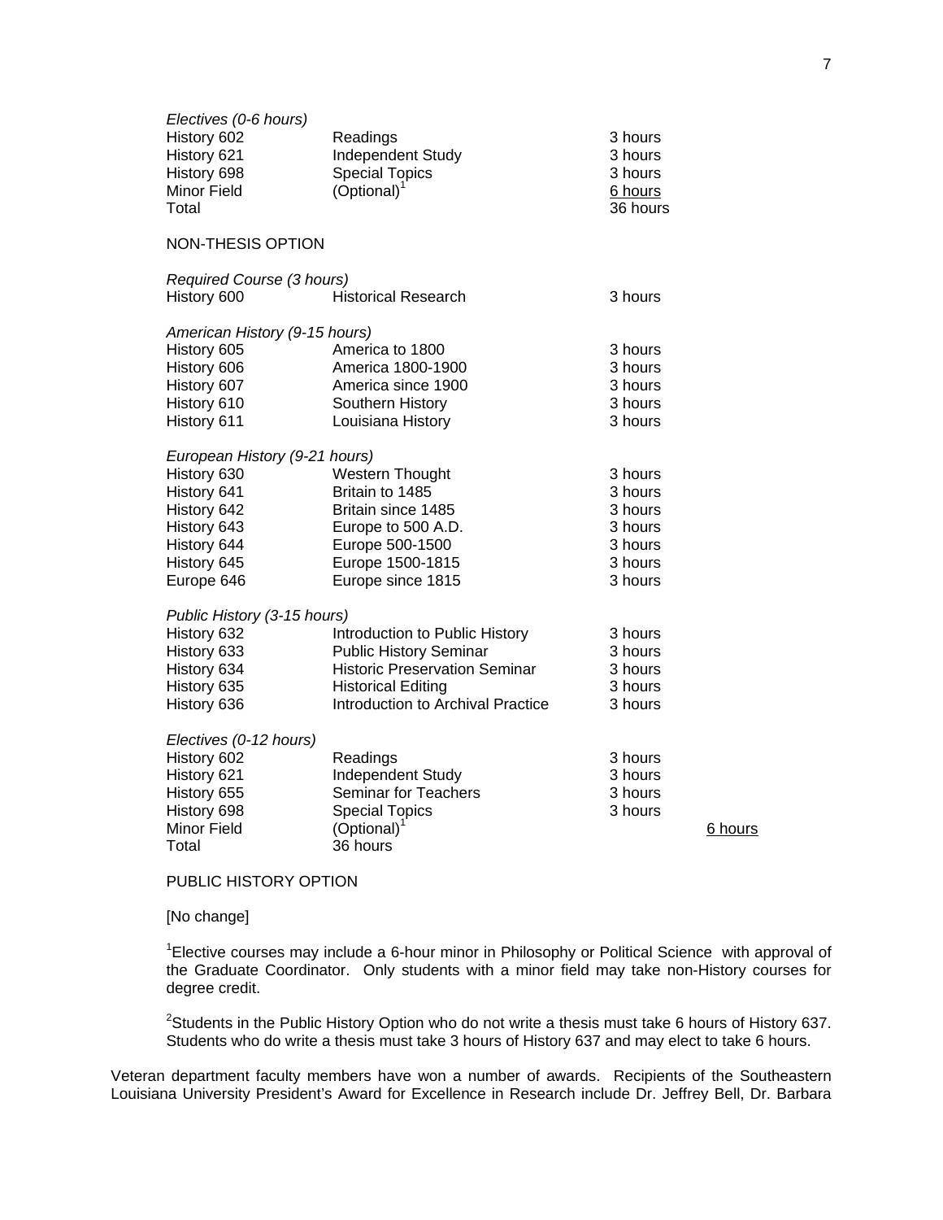*Electives (0-6 hours)*

| | | |
|---|---|---|
| History 602 | Readings | 3 hours |
| History 621 | Independent Study | 3 hours |
| History 698 | Special Topics | 3 hours |
| Minor Field | (Optional)[1] | 6 hours |
| Total | | 36 hours |

NON-THESIS OPTION

*Required Course (3 hours)*

| | | |
|---|---|---|
| History 600 | Historical Research | 3 hours |

*American History (9-15 hours)*

| | | |
|---|---|---|
| History 605 | America to 1800 | 3 hours |
| History 606 | America 1800-1900 | 3 hours |
| History 607 | America since 1900 | 3 hours |
| History 610 | Southern History | 3 hours |
| History 611 | Louisiana History | 3 hours |

*European History (9-21 hours)*

| | | |
|---|---|---|
| History 630 | Western Thought | 3 hours |
| History 641 | Britain to 1485 | 3 hours |
| History 642 | Britain since 1485 | 3 hours |
| History 643 | Europe to 500 A.D. | 3 hours |
| History 644 | Europe 500-1500 | 3 hours |
| History 645 | Europe 1500-1815 | 3 hours |
| Europe 646 | Europe since 1815 | 3 hours |

*Public History (3-15 hours)*

| | | |
|---|---|---|
| History 632 | Introduction to Public History | 3 hours |
| History 633 | Public History Seminar | 3 hours |
| History 634 | Historic Preservation Seminar | 3 hours |
| History 635 | Historical Editing | 3 hours |
| History 636 | Introduction to Archival Practice | 3 hours |

*Electives (0-12 hours)*

| | | | |
|---|---|---|---|
| History 602 | Readings | 3 hours | |
| History 621 | Independent Study | 3 hours | |
| History 655 | Seminar for Teachers | 3 hours | |
| History 698 | Special Topics | 3 hours | |
| Minor Field | (Optional)[1] | | 6 hours |
| Total | 36 hours | | |

PUBLIC HISTORY OPTION

[No change]

[1]Elective courses may include a 6-hour minor in Philosophy or Political Science with approval of the Graduate Coordinator. Only students with a minor field may take non-History courses for degree credit.

[2]Students in the Public History Option who do not write a thesis must take 6 hours of History 637. Students who do write a thesis must take 3 hours of History 637 and may elect to take 6 hours.

Veteran department faculty members have won a number of awards. Recipients of the Southeastern Louisiana University President's Award for Excellence in Research include Dr. Jeffrey Bell, Dr. Barbara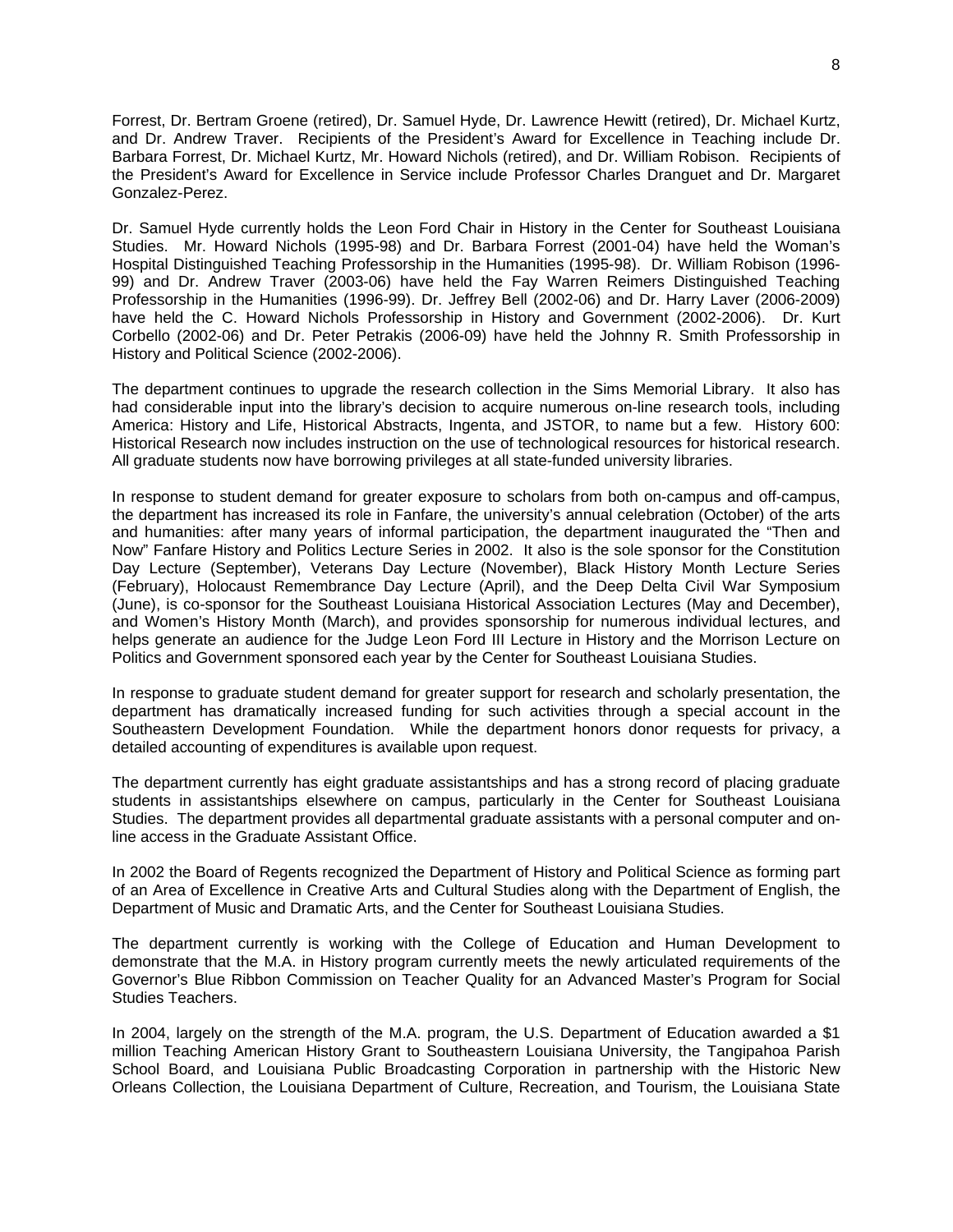Forrest, Dr. Bertram Groene (retired), Dr. Samuel Hyde, Dr. Lawrence Hewitt (retired), Dr. Michael Kurtz, and Dr. Andrew Traver. Recipients of the President's Award for Excellence in Teaching include Dr. Barbara Forrest, Dr. Michael Kurtz, Mr. Howard Nichols (retired), and Dr. William Robison. Recipients of the President's Award for Excellence in Service include Professor Charles Dranguet and Dr. Margaret Gonzalez-Perez.

Dr. Samuel Hyde currently holds the Leon Ford Chair in History in the Center for Southeast Louisiana Studies. Mr. Howard Nichols (1995-98) and Dr. Barbara Forrest (2001-04) have held the Woman's Hospital Distinguished Teaching Professorship in the Humanities (1995-98). Dr. William Robison (1996-99) and Dr. Andrew Traver (2003-06) have held the Fay Warren Reimers Distinguished Teaching Professorship in the Humanities (1996-99). Dr. Jeffrey Bell (2002-06) and Dr. Harry Laver (2006-2009) have held the C. Howard Nichols Professorship in History and Government (2002-2006). Dr. Kurt Corbello (2002-06) and Dr. Peter Petrakis (2006-09) have held the Johnny R. Smith Professorship in History and Political Science (2002-2006).

The department continues to upgrade the research collection in the Sims Memorial Library. It also has had considerable input into the library's decision to acquire numerous on-line research tools, including America: History and Life, Historical Abstracts, Ingenta, and JSTOR, to name but a few. History 600: Historical Research now includes instruction on the use of technological resources for historical research. All graduate students now have borrowing privileges at all state-funded university libraries.

In response to student demand for greater exposure to scholars from both on-campus and off-campus, the department has increased its role in Fanfare, the university's annual celebration (October) of the arts and humanities: after many years of informal participation, the department inaugurated the "Then and Now" Fanfare History and Politics Lecture Series in 2002. It also is the sole sponsor for the Constitution Day Lecture (September), Veterans Day Lecture (November), Black History Month Lecture Series (February), Holocaust Remembrance Day Lecture (April), and the Deep Delta Civil War Symposium (June), is co-sponsor for the Southeast Louisiana Historical Association Lectures (May and December), and Women's History Month (March), and provides sponsorship for numerous individual lectures, and helps generate an audience for the Judge Leon Ford III Lecture in History and the Morrison Lecture on Politics and Government sponsored each year by the Center for Southeast Louisiana Studies.

In response to graduate student demand for greater support for research and scholarly presentation, the department has dramatically increased funding for such activities through a special account in the Southeastern Development Foundation. While the department honors donor requests for privacy, a detailed accounting of expenditures is available upon request.

The department currently has eight graduate assistantships and has a strong record of placing graduate students in assistantships elsewhere on campus, particularly in the Center for Southeast Louisiana Studies. The department provides all departmental graduate assistants with a personal computer and on-line access in the Graduate Assistant Office.

In 2002 the Board of Regents recognized the Department of History and Political Science as forming part of an Area of Excellence in Creative Arts and Cultural Studies along with the Department of English, the Department of Music and Dramatic Arts, and the Center for Southeast Louisiana Studies.

The department currently is working with the College of Education and Human Development to demonstrate that the M.A. in History program currently meets the newly articulated requirements of the Governor's Blue Ribbon Commission on Teacher Quality for an Advanced Master's Program for Social Studies Teachers.

In 2004, largely on the strength of the M.A. program, the U.S. Department of Education awarded a $1 million Teaching American History Grant to Southeastern Louisiana University, the Tangipahoa Parish School Board, and Louisiana Public Broadcasting Corporation in partnership with the Historic New Orleans Collection, the Louisiana Department of Culture, Recreation, and Tourism, the Louisiana State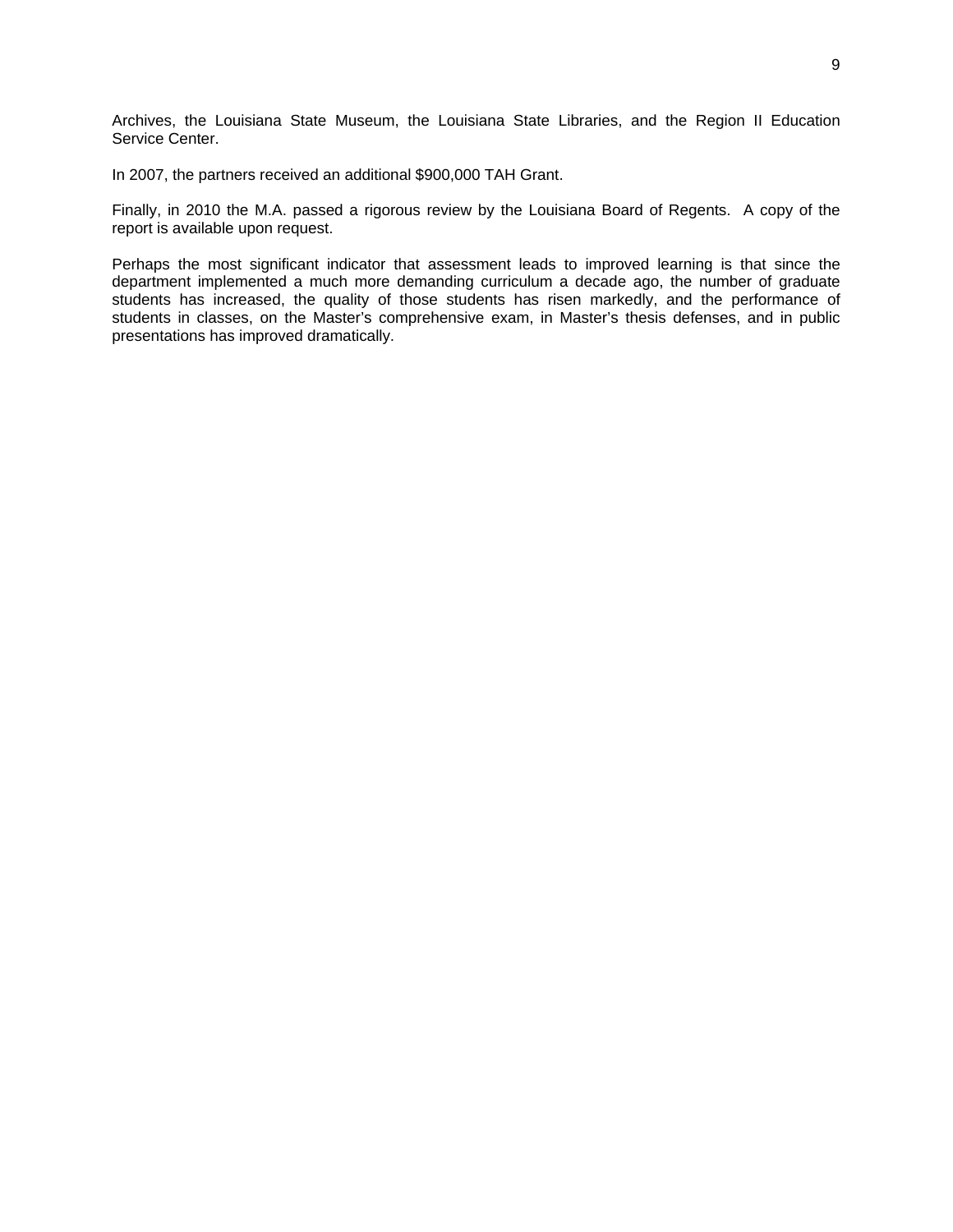Archives, the Louisiana State Museum, the Louisiana State Libraries, and the Region II Education Service Center.

In 2007, the partners received an additional $900,000 TAH Grant.

Finally, in 2010 the M.A. passed a rigorous review by the Louisiana Board of Regents. A copy of the report is available upon request.

Perhaps the most significant indicator that assessment leads to improved learning is that since the department implemented a much more demanding curriculum a decade ago, the number of graduate students has increased, the quality of those students has risen markedly, and the performance of students in classes, on the Master's comprehensive exam, in Master's thesis defenses, and in public presentations has improved dramatically.